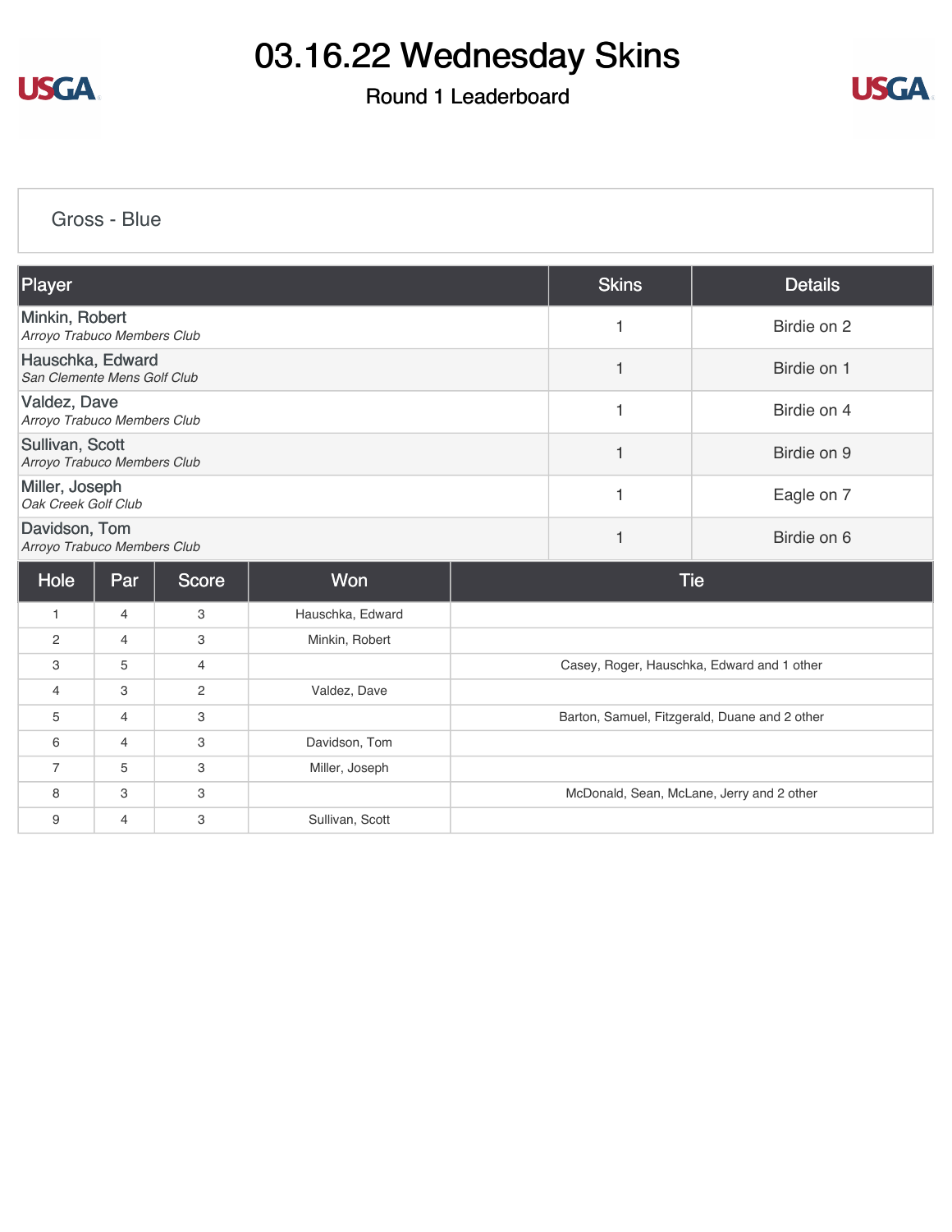# 03.16.22 Wednesday Skins

## Round 1 Leaderboard

### Gross - Blue

| Player | Skins | Details |
|---|---|---|
| Minkin, Robert<br>*Arroyo Trabuco Members Club* | 1 | Birdie on 2 |
| Hauschka, Edward<br>*San Clemente Mens Golf Club* | 1 | Birdie on 1 |
| Valdez, Dave<br>*Arroyo Trabuco Members Club* | 1 | Birdie on 4 |
| Sullivan, Scott<br>*Arroyo Trabuco Members Club* | 1 | Birdie on 9 |
| Miller, Joseph<br>*Oak Creek Golf Club* | 1 | Eagle on 7 |
| Davidson, Tom<br>*Arroyo Trabuco Members Club* | 1 | Birdie on 6 |

| Hole | Par | Score | Won | Tie |
|---|---|---|---|---|
| 1 | 4 | 3 | Hauschka, Edward | |
| 2 | 4 | 3 | Minkin, Robert | |
| 3 | 5 | 4 | | Casey, Roger, Hauschka, Edward and 1 other |
| 4 | 3 | 2 | Valdez, Dave | |
| 5 | 4 | 3 | | Barton, Samuel, Fitzgerald, Duane and 2 other |
| 6 | 4 | 3 | Davidson, Tom | |
| 7 | 5 | 3 | Miller, Joseph | |
| 8 | 3 | 3 | | McDonald, Sean, McLane, Jerry and 2 other |
| 9 | 4 | 3 | Sullivan, Scott | |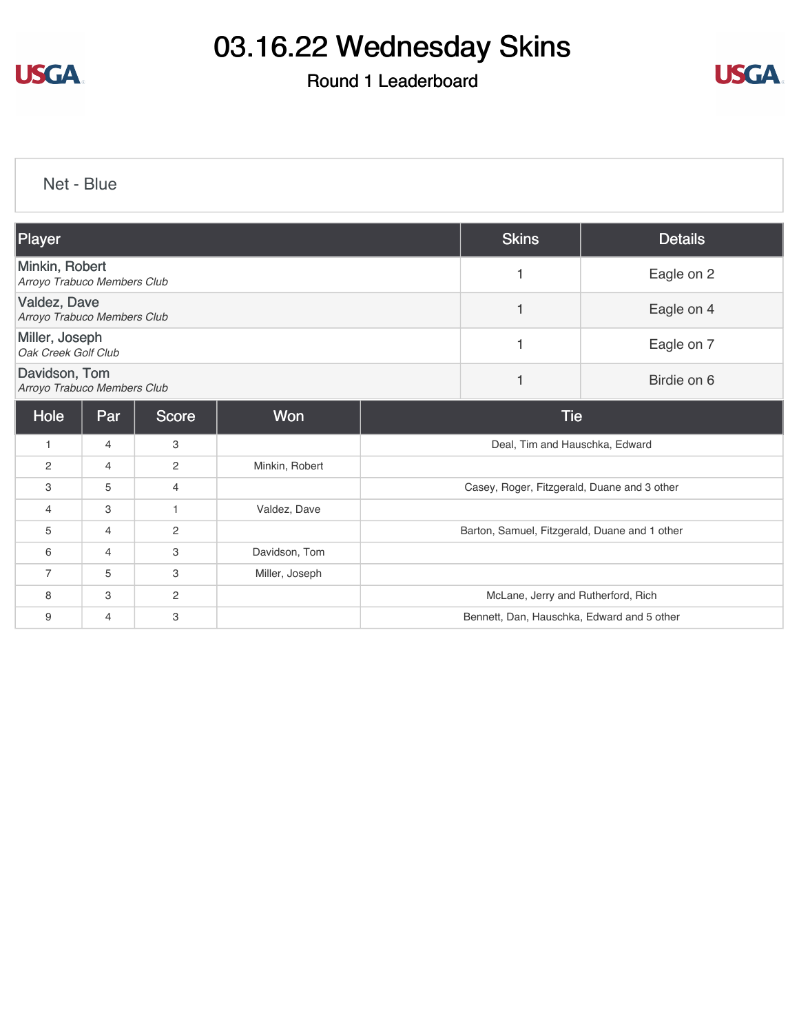# 03.16.22 Wednesday Skins

## Round 1 Leaderboard

### Net - Blue

| Player | Skins | Details |
|---|---|---|
| Minkin, Robert<br>*Arroyo Trabuco Members Club* | 1 | Eagle on 2 |
| Valdez, Dave<br>*Arroyo Trabuco Members Club* | 1 | Eagle on 4 |
| Miller, Joseph<br>*Oak Creek Golf Club* | 1 | Eagle on 7 |
| Davidson, Tom<br>*Arroyo Trabuco Members Club* | 1 | Birdie on 6 |

| Hole | Par | Score | Won | Tie |
|---|---|---|---|---|
| 1 | 4 | 3 | | Deal, Tim and Hauschka, Edward |
| 2 | 4 | 2 | Minkin, Robert | |
| 3 | 5 | 4 | | Casey, Roger, Fitzgerald, Duane and 3 other |
| 4 | 3 | 1 | Valdez, Dave | |
| 5 | 4 | 2 | | Barton, Samuel, Fitzgerald, Duane and 1 other |
| 6 | 4 | 3 | Davidson, Tom | |
| 7 | 5 | 3 | Miller, Joseph | |
| 8 | 3 | 2 | | McLane, Jerry and Rutherford, Rich |
| 9 | 4 | 3 | | Bennett, Dan, Hauschka, Edward and 5 other |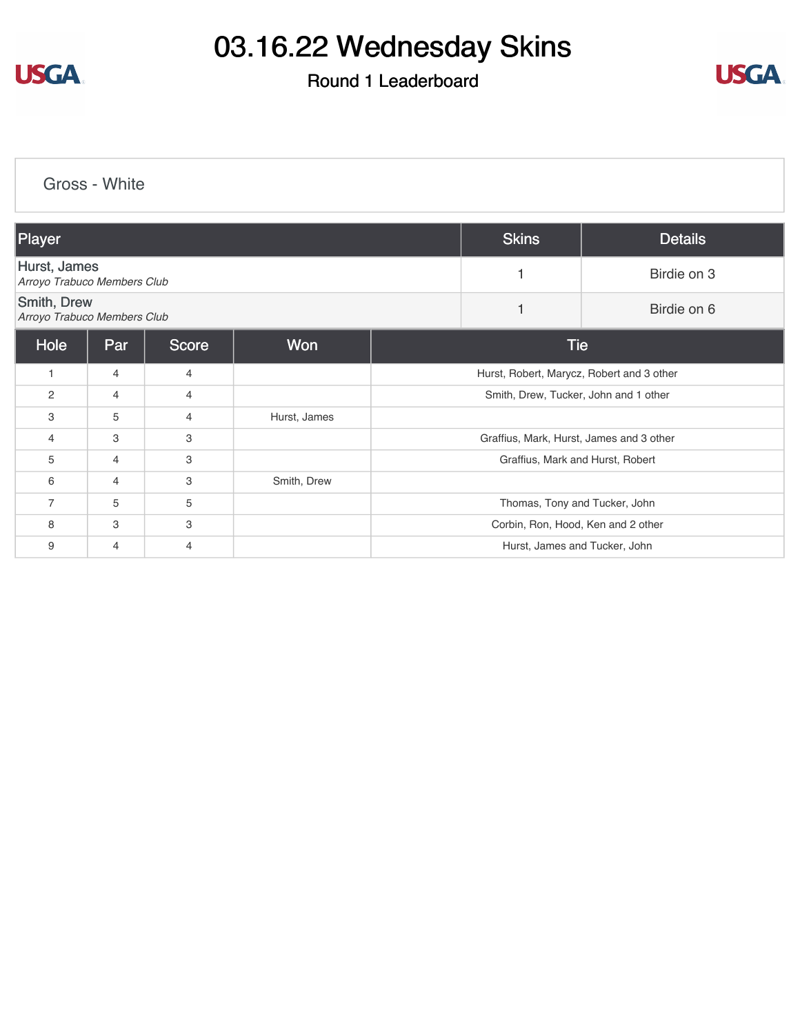# 03.16.22 Wednesday Skins

## Round 1 Leaderboard

### Gross - White

| Player | Skins | Details |
|---|---|---|
| Hurst, James<br>*Arroyo Trabuco Members Club* | 1 | Birdie on 3 |
| Smith, Drew<br>*Arroyo Trabuco Members Club* | 1 | Birdie on 6 |

| Hole | Par | Score | Won | Tie |
|---|---|---|---|---|
| 1 | 4 | 4 | | Hurst, Robert, Marycz, Robert and 3 other |
| 2 | 4 | 4 | | Smith, Drew, Tucker, John and 1 other |
| 3 | 5 | 4 | Hurst, James | |
| 4 | 3 | 3 | | Graffius, Mark, Hurst, James and 3 other |
| 5 | 4 | 3 | | Graffius, Mark and Hurst, Robert |
| 6 | 4 | 3 | Smith, Drew | |
| 7 | 5 | 5 | | Thomas, Tony and Tucker, John |
| 8 | 3 | 3 | | Corbin, Ron, Hood, Ken and 2 other |
| 9 | 4 | 4 | | Hurst, James and Tucker, John |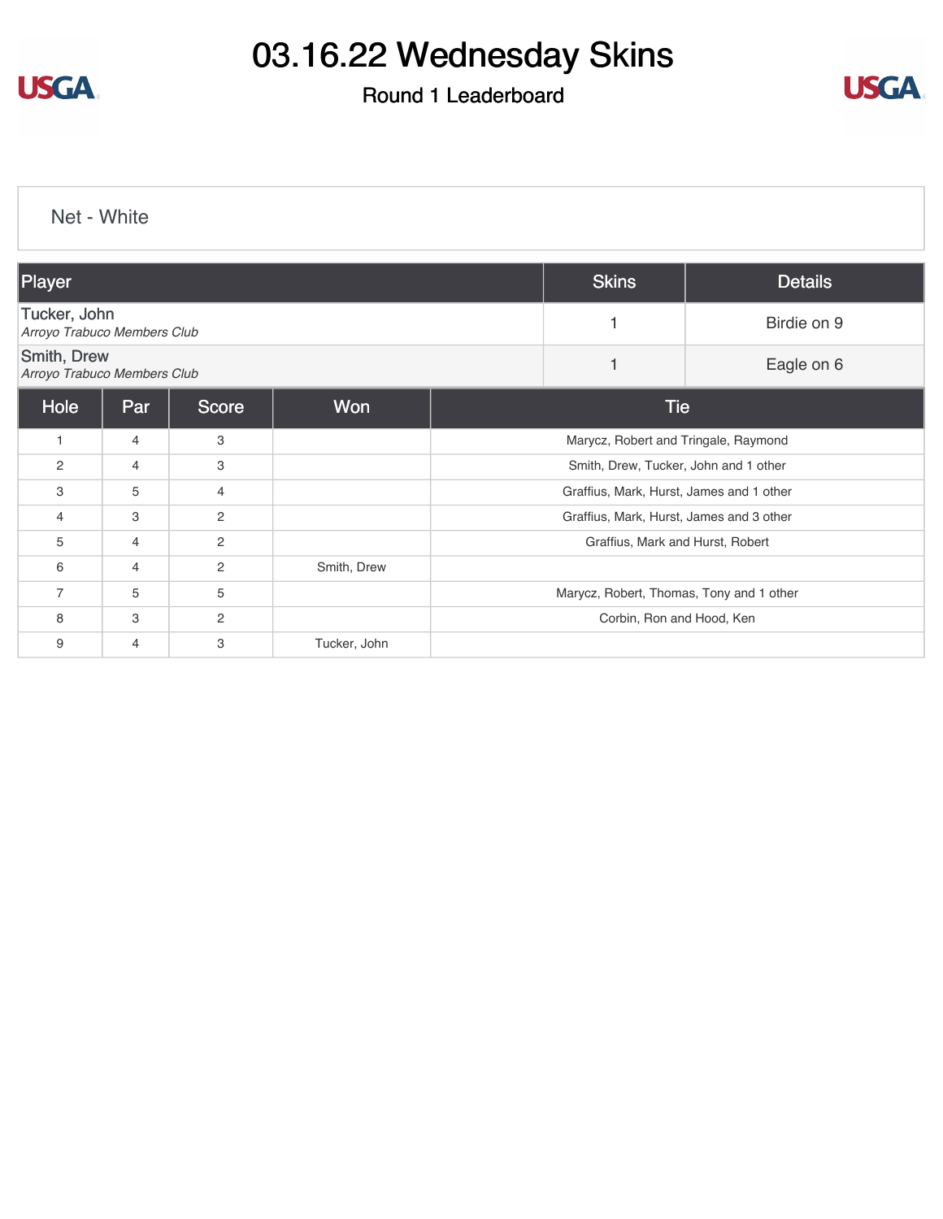# 03.16.22 Wednesday Skins

## Round 1 Leaderboard

### Net - White

| Player | Skins | Details |
| --- | --- | --- |
| Tucker, John<br>*Arroyo Trabuco Members Club* | 1 | Birdie on 9 |
| Smith, Drew<br>*Arroyo Trabuco Members Club* | 1 | Eagle on 6 |

| Hole | Par | Score | Won | Tie |
| --- | --- | --- | --- | --- |
| 1 | 4 | 3 | | Marycz, Robert and Tringale, Raymond |
| 2 | 4 | 3 | | Smith, Drew, Tucker, John and 1 other |
| 3 | 5 | 4 | | Graffius, Mark, Hurst, James and 1 other |
| 4 | 3 | 2 | | Graffius, Mark, Hurst, James and 3 other |
| 5 | 4 | 2 | | Graffius, Mark and Hurst, Robert |
| 6 | 4 | 2 | Smith, Drew | |
| 7 | 5 | 5 | | Marycz, Robert, Thomas, Tony and 1 other |
| 8 | 3 | 2 | | Corbin, Ron and Hood, Ken |
| 9 | 4 | 3 | Tucker, John | |